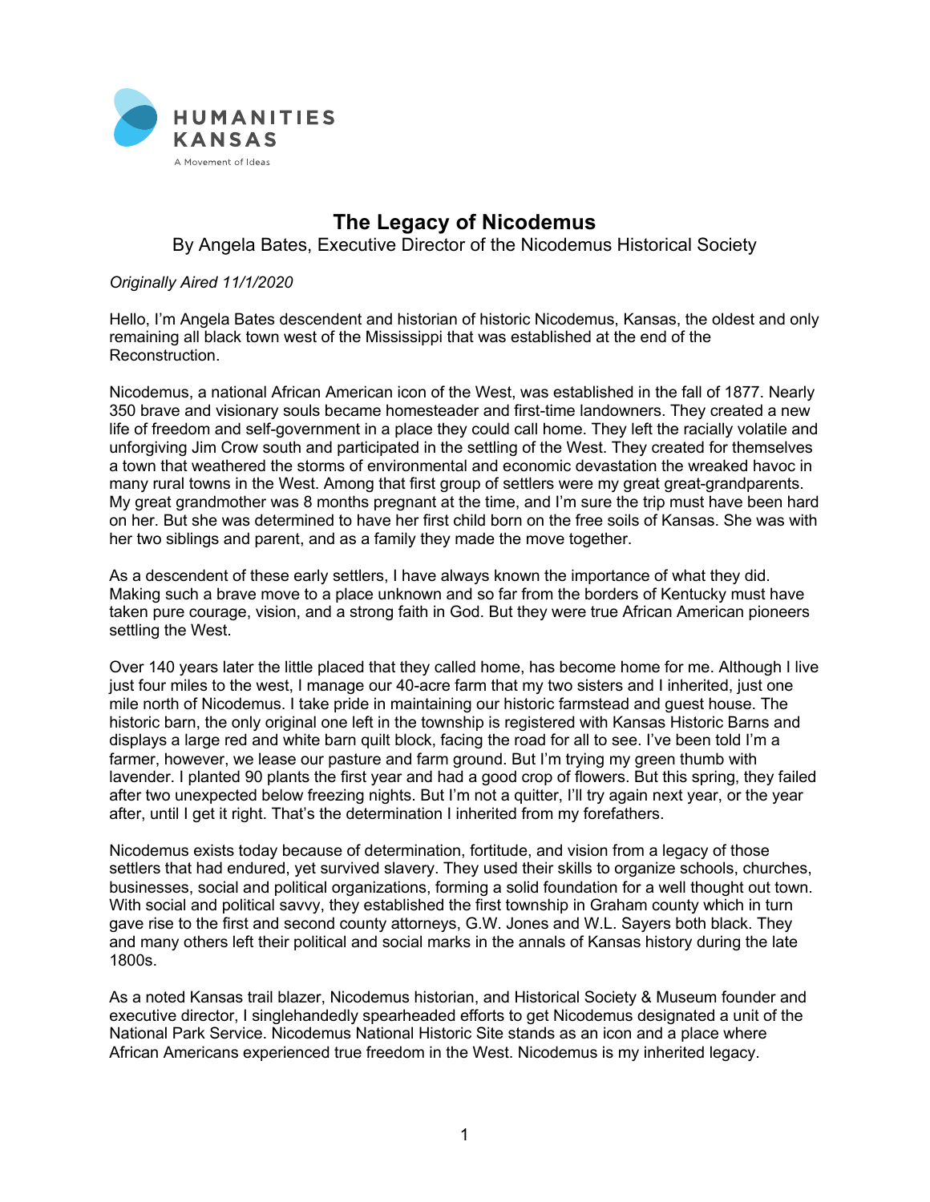HUMANITIES KANSAS

A Movement of Ideas

# The Legacy of Nicodemus

By Angela Bates, Executive Director of the Nicodemus Historical Society

*Originally Aired 11/1/2020*

Hello, I'm Angela Bates descendent and historian of historic Nicodemus, Kansas, the oldest and only remaining all black town west of the Mississippi that was established at the end of the Reconstruction.

Nicodemus, a national African American icon of the West, was established in the fall of 1877. Nearly 350 brave and visionary souls became homesteader and first-time landowners. They created a new life of freedom and self-government in a place they could call home. They left the racially volatile and unforgiving Jim Crow south and participated in the settling of the West. They created for themselves a town that weathered the storms of environmental and economic devastation the wreaked havoc in many rural towns in the West. Among that first group of settlers were my great great-grandparents. My great grandmother was 8 months pregnant at the time, and I'm sure the trip must have been hard on her. But she was determined to have her first child born on the free soils of Kansas. She was with her two siblings and parent, and as a family they made the move together.

As a descendent of these early settlers, I have always known the importance of what they did. Making such a brave move to a place unknown and so far from the borders of Kentucky must have taken pure courage, vision, and a strong faith in God. But they were true African American pioneers settling the West.

Over 140 years later the little placed that they called home, has become home for me. Although I live just four miles to the west, I manage our 40-acre farm that my two sisters and I inherited, just one mile north of Nicodemus. I take pride in maintaining our historic farmstead and guest house. The historic barn, the only original one left in the township is registered with Kansas Historic Barns and displays a large red and white barn quilt block, facing the road for all to see. I've been told I'm a farmer, however, we lease our pasture and farm ground. But I'm trying my green thumb with lavender. I planted 90 plants the first year and had a good crop of flowers. But this spring, they failed after two unexpected below freezing nights. But I'm not a quitter, I'll try again next year, or the year after, until I get it right. That's the determination I inherited from my forefathers.

Nicodemus exists today because of determination, fortitude, and vision from a legacy of those settlers that had endured, yet survived slavery. They used their skills to organize schools, churches, businesses, social and political organizations, forming a solid foundation for a well thought out town. With social and political savvy, they established the first township in Graham county which in turn gave rise to the first and second county attorneys, G.W. Jones and W.L. Sayers both black. They and many others left their political and social marks in the annals of Kansas history during the late 1800s.

As a noted Kansas trail blazer, Nicodemus historian, and Historical Society & Museum founder and executive director, I singlehandedly spearheaded efforts to get Nicodemus designated a unit of the National Park Service. Nicodemus National Historic Site stands as an icon and a place where African Americans experienced true freedom in the West. Nicodemus is my inherited legacy.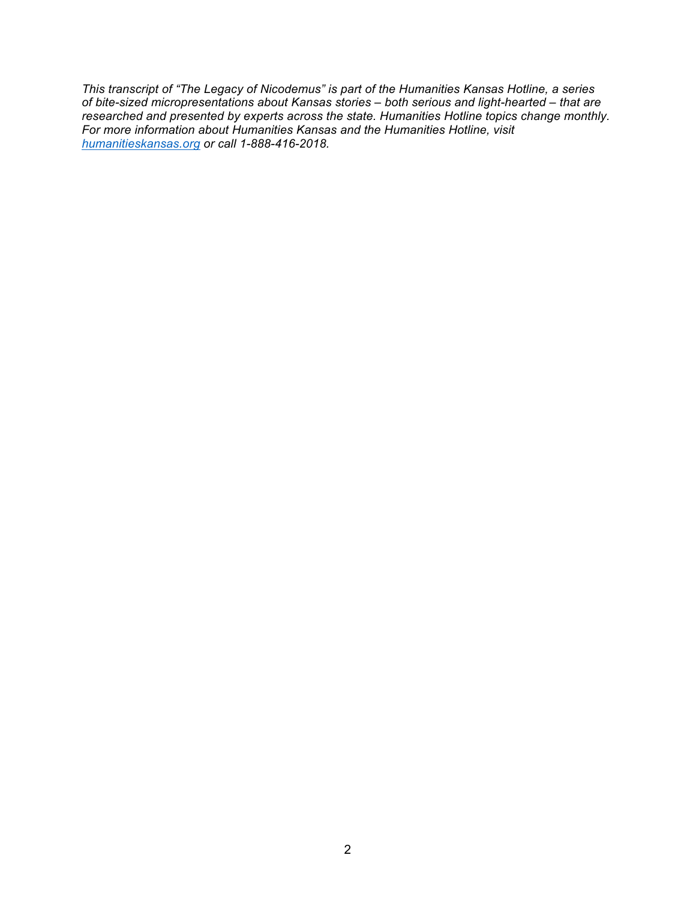*This transcript of "The Legacy of Nicodemus" is part of the Humanities Kansas Hotline, a series of bite-sized micropresentations about Kansas stories – both serious and light-hearted – that are researched and presented by experts across the state. Humanities Hotline topics change monthly. For more information about Humanities Kansas and the Humanities Hotline, visit [humanitieskansas.org](https://humanitieskansas.org) or call 1-888-416-2018.*